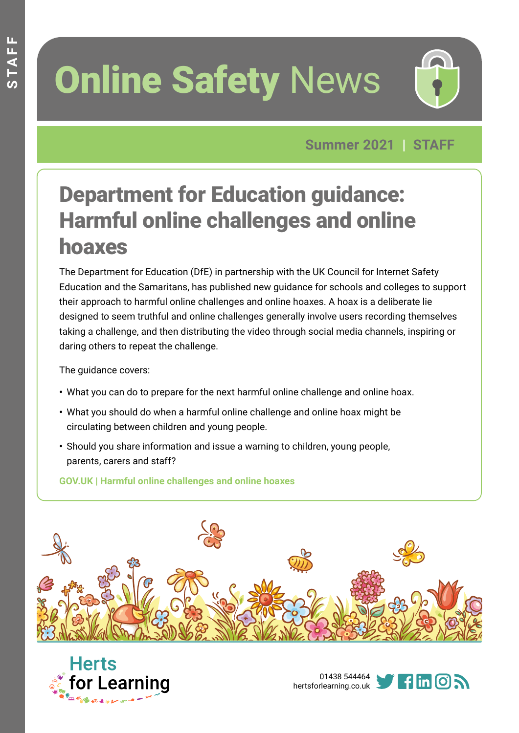# Online Safety News

**Summer 2021 | STAFF**

## Department for Education guidance: Harmful online challenges and online hoaxes

The Department for Education (DfE) in partnership with the UK Council for Internet Safety Education and the Samaritans, has published new guidance for schools and colleges to support their approach to harmful online challenges and online hoaxes. A hoax is a deliberate lie designed to seem truthful and online challenges generally involve users recording themselves taking a challenge, and then distributing the video through social media channels, inspiring or daring others to repeat the challenge.

The guidance covers:

- What you can do to prepare for the next harmful online challenge and online hoax.
- What you should do when a harmful online challenge and online hoax might be circulating between children and young people.
- Should you share information and issue a warning to children, young people, parents, carers and staff?

**GOV.UK | Harmful online challenges and online hoaxes**

Herts for Learning

01438 544464
hertsforlearning.co.uk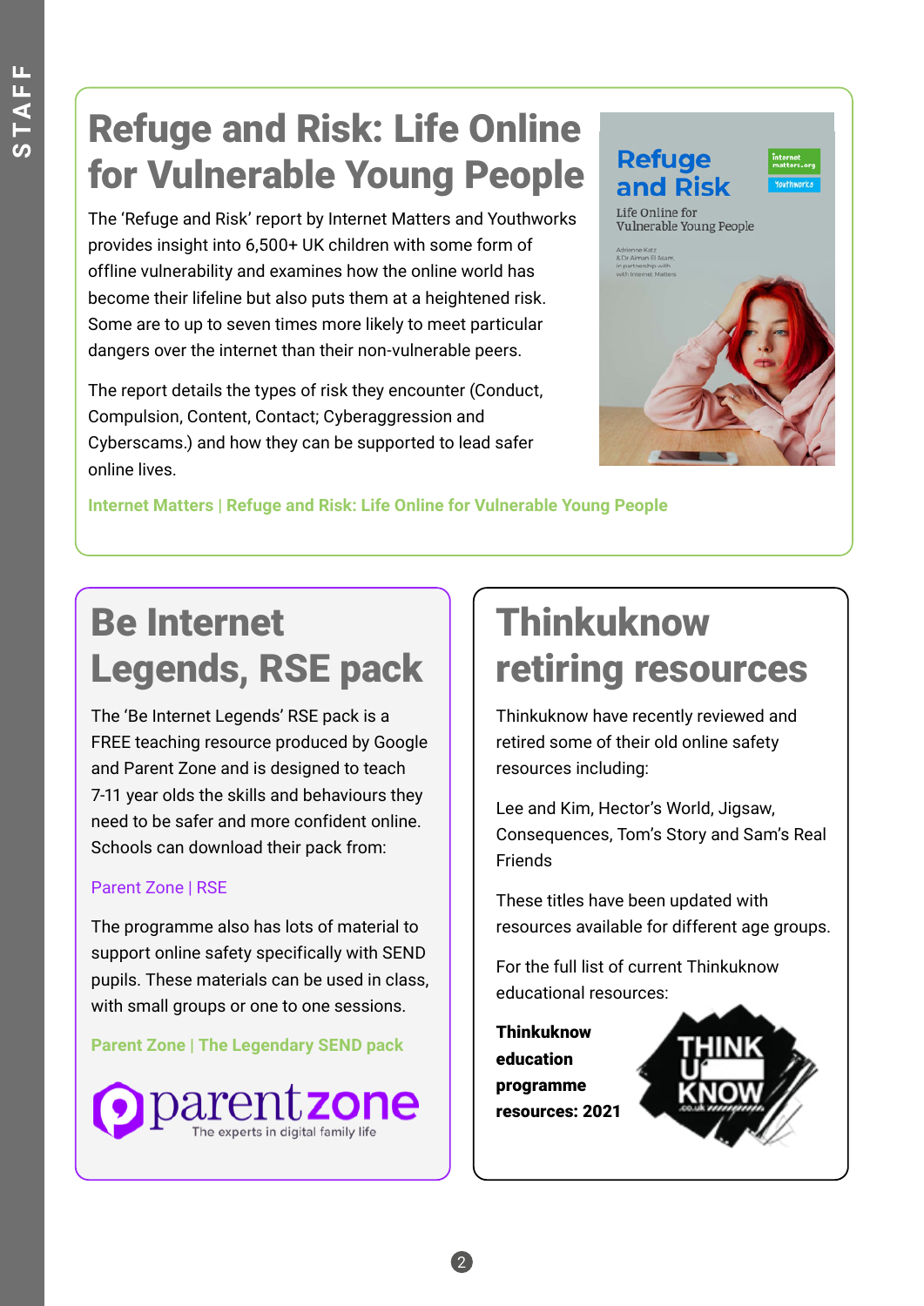## Refuge and Risk: Life Online for Vulnerable Young People

The 'Refuge and Risk' report by Internet Matters and Youthworks provides insight into 6,500+ UK children with some form of offline vulnerability and examines how the online world has become their lifeline but also puts them at a heightened risk. Some are to up to seven times more likely to meet particular dangers over the internet than their non-vulnerable peers.

The report details the types of risk they encounter (Conduct, Compulsion, Content, Contact; Cyberaggression and Cyberscams.) and how they can be supported to lead safer online lives.

**Internet Matters | Refuge and Risk: Life Online for Vulnerable Young People**

## Be Internet Legends, RSE pack

The 'Be Internet Legends' RSE pack is a FREE teaching resource produced by Google and Parent Zone and is designed to teach 7-11 year olds the skills and behaviours they need to be safer and more confident online. Schools can download their pack from:

Parent Zone | RSE

The programme also has lots of material to support online safety specifically with SEND pupils. These materials can be used in class, with small groups or one to one sessions.

**Parent Zone | The Legendary SEND pack**

parentzone – The experts in digital family life

## Thinkuknow retiring resources

Thinkuknow have recently reviewed and retired some of their old online safety resources including:

Lee and Kim, Hector's World, Jigsaw, Consequences, Tom's Story and Sam's Real Friends

These titles have been updated with resources available for different age groups.

For the full list of current Thinkuknow educational resources:

**Thinkuknow education programme resources: 2021**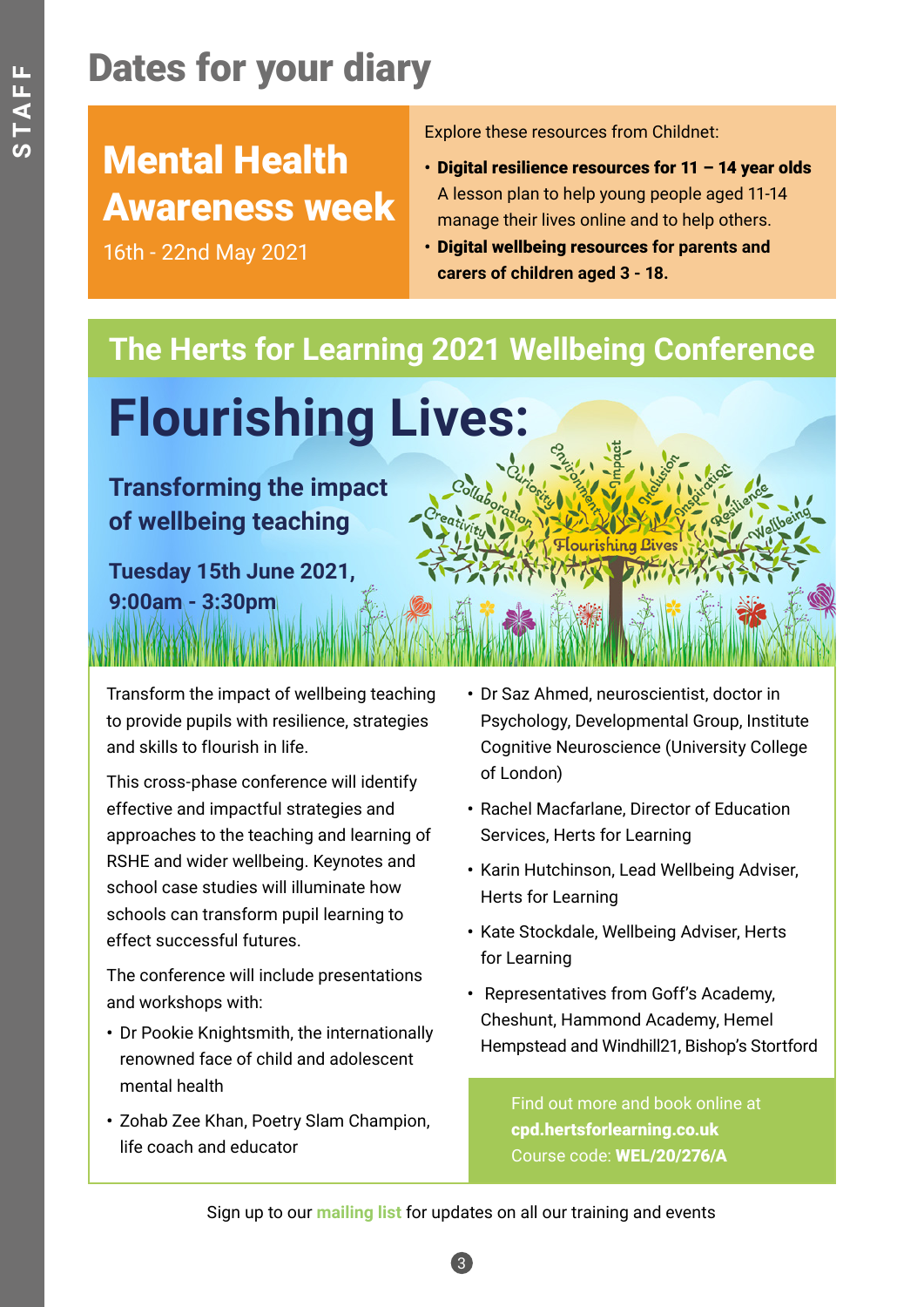# Dates for your diary

## Mental Health Awareness week

16th - 22nd May 2021

Explore these resources from Childnet:

- **Digital resilience resources for 11 – 14 year olds**
  A lesson plan to help young people aged 11-14 manage their lives online and to help others.
- **Digital wellbeing resources for parents and carers of children aged 3 - 18.**

## The Herts for Learning 2021 Wellbeing Conference

# Flourishing Lives:

### Transforming the impact of wellbeing teaching

**Tuesday 15th June 2021, 9:00am - 3:30pm**

Transform the impact of wellbeing teaching to provide pupils with resilience, strategies and skills to flourish in life.

This cross-phase conference will identify effective and impactful strategies and approaches to the teaching and learning of RSHE and wider wellbeing. Keynotes and school case studies will illuminate how schools can transform pupil learning to effect successful futures.

The conference will include presentations and workshops with:

- Dr Pookie Knightsmith, the internationally renowned face of child and adolescent mental health
- Zohab Zee Khan, Poetry Slam Champion, life coach and educator
- Dr Saz Ahmed, neuroscientist, doctor in Psychology, Developmental Group, Institute Cognitive Neuroscience (University College of London)
- Rachel Macfarlane, Director of Education Services, Herts for Learning
- Karin Hutchinson, Lead Wellbeing Adviser, Herts for Learning
- Kate Stockdale, Wellbeing Adviser, Herts for Learning
- Representatives from Goff's Academy, Cheshunt, Hammond Academy, Hemel Hempstead and Windhill21, Bishop's Stortford

Find out more and book online at **cpd.hertsforlearning.co.uk**
Course code: **WEL/20/276/A**

Sign up to our mailing list for updates on all our training and events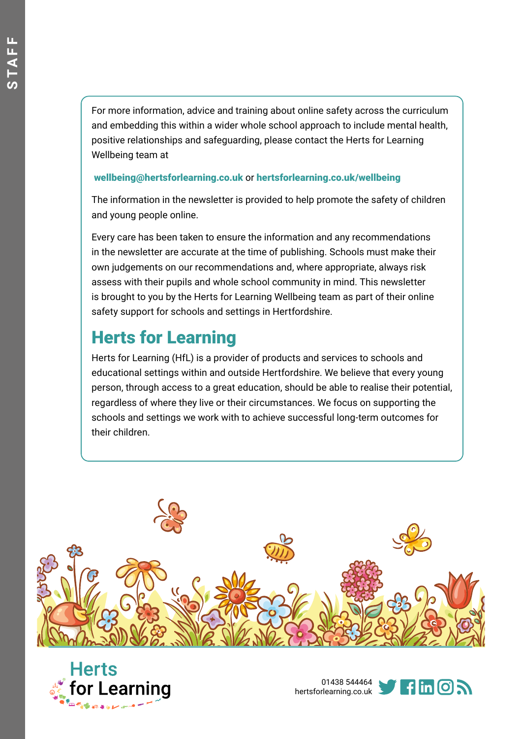For more information, advice and training about online safety across the curriculum and embedding this within a wider whole school approach to include mental health, positive relationships and safeguarding, please contact the Herts for Learning Wellbeing team at

**wellbeing@hertsforlearning.co.uk** or **hertsforlearning.co.uk/wellbeing**

The information in the newsletter is provided to help promote the safety of children and young people online.

Every care has been taken to ensure the information and any recommendations in the newsletter are accurate at the time of publishing. Schools must make their own judgements on our recommendations and, where appropriate, always risk assess with their pupils and whole school community in mind. This newsletter is brought to you by the Herts for Learning Wellbeing team as part of their online safety support for schools and settings in Hertfordshire.

## Herts for Learning

Herts for Learning (HfL) is a provider of products and services to schools and educational settings within and outside Hertfordshire. We believe that every young person, through access to a great education, should be able to realise their potential, regardless of where they live or their circumstances. We focus on supporting the schools and settings we work with to achieve successful long-term outcomes for their children.

Herts for Learning

01438 544464
hertsforlearning.co.uk